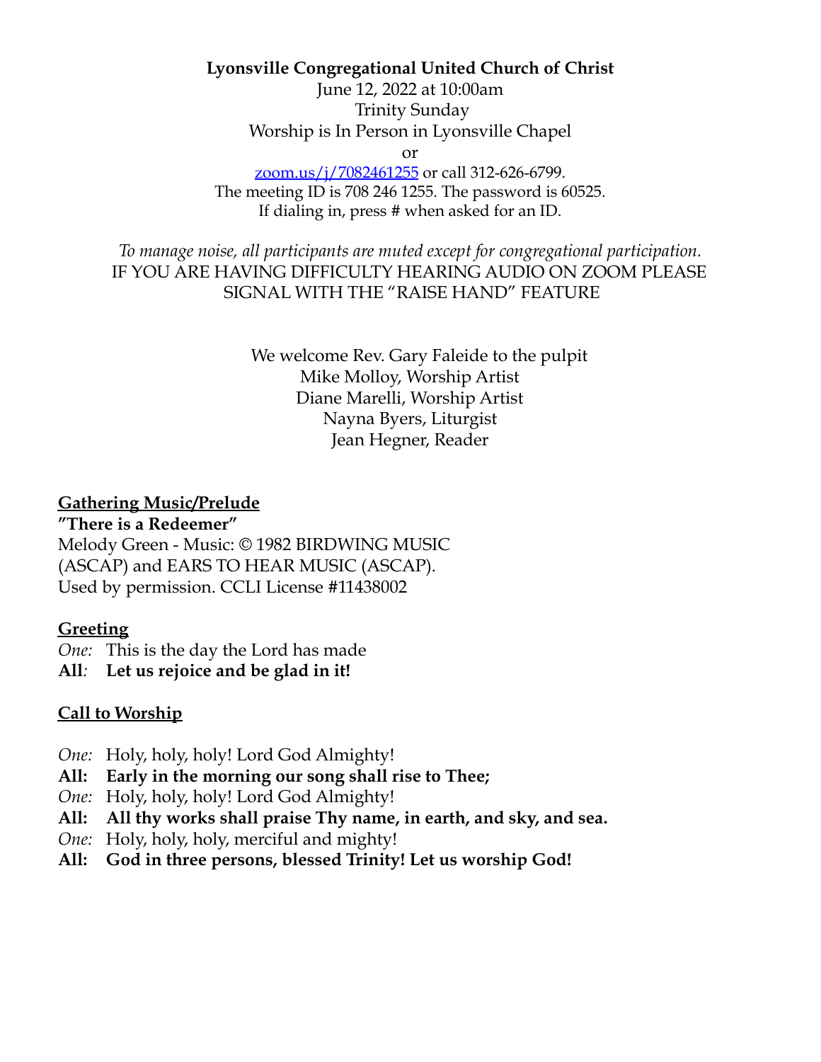**Lyonsville Congregational United Church of Christ**

June 12, 2022 at 10:00am
Trinity Sunday
Worship is In Person in Lyonsville Chapel
or
[zoom.us/j/7082461255](zoom.us/j/7082461255) or call 312-626-6799.
The meeting ID is 708 246 1255. The password is 60525.
If dialing in, press # when asked for an ID.

*To manage noise, all participants are muted except for congregational participation.*
IF YOU ARE HAVING DIFFICULTY HEARING AUDIO ON ZOOM PLEASE SIGNAL WITH THE "RAISE HAND" FEATURE

We welcome Rev. Gary Faleide to the pulpit
Mike Molloy, Worship Artist
Diane Marelli, Worship Artist
Nayna Byers, Liturgist
Jean Hegner, Reader

## Gathering Music/Prelude

**"There is a Redeemer"**
Melody Green - Music: © 1982 BIRDWING MUSIC (ASCAP) and EARS TO HEAR MUSIC (ASCAP). Used by permission. CCLI License #11438002

## Greeting

*One:* This is the day the Lord has made
**All: Let us rejoice and be glad in it!**

## Call to Worship

*One:* Holy, holy, holy! Lord God Almighty!
**All: Early in the morning our song shall rise to Thee;**
*One:* Holy, holy, holy! Lord God Almighty!
**All: All thy works shall praise Thy name, in earth, and sky, and sea.**
*One:* Holy, holy, holy, merciful and mighty!
**All: God in three persons, blessed Trinity! Let us worship God!**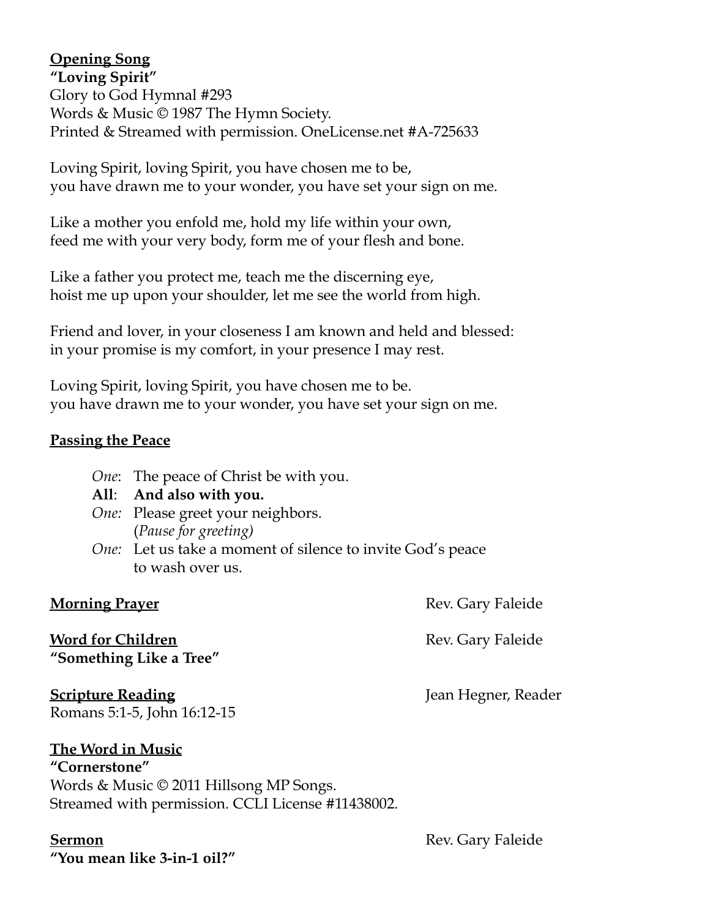**Opening Song**

**"Loving Spirit"**

Glory to God Hymnal #293

Words & Music © 1987 The Hymn Society.

Printed & Streamed with permission. OneLicense.net #A-725633

Loving Spirit, loving Spirit, you have chosen me to be,
you have drawn me to your wonder, you have set your sign on me.

Like a mother you enfold me, hold my life within your own,
feed me with your very body, form me of your flesh and bone.

Like a father you protect me, teach me the discerning eye,
hoist me up upon your shoulder, let me see the world from high.

Friend and lover, in your closeness I am known and held and blessed:
in your promise is my comfort, in your presence I may rest.

Loving Spirit, loving Spirit, you have chosen me to be.
you have drawn me to your wonder, you have set your sign on me.

**Passing the Peace**

*One*: The peace of Christ be with you.
**All**: **And also with you.**
*One:* Please greet your neighbors.
(*Pause for greeting)*
*One:* Let us take a moment of silence to invite God's peace to wash over us.

**Morning Prayer** Rev. Gary Faleide

**Word for Children** Rev. Gary Faleide

**"Something Like a Tree"**

**Scripture Reading** Jean Hegner, Reader

Romans 5:1-5, John 16:12-15

**The Word in Music**

**"Cornerstone"**

Words & Music © 2011 Hillsong MP Songs.

Streamed with permission. CCLI License #11438002.

**Sermon** Rev. Gary Faleide

**"You mean like 3-in-1 oil?"**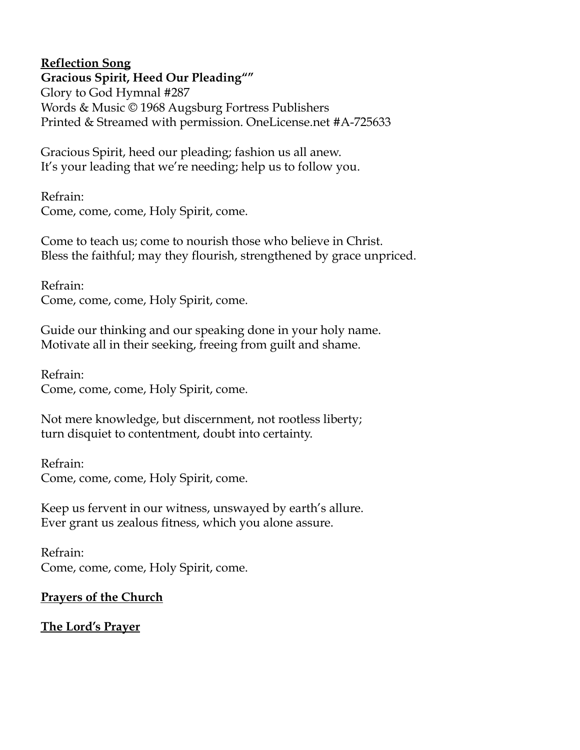**<u>Reflection Song</u>**

**Gracious Spirit, Heed Our Pleading“”**
Glory to God Hymnal #287
Words & Music © 1968 Augsburg Fortress Publishers
Printed & Streamed with permission. OneLicense.net #A-725633

Gracious Spirit, heed our pleading; fashion us all anew.
It’s your leading that we’re needing; help us to follow you.

Refrain:
Come, come, come, Holy Spirit, come.

Come to teach us; come to nourish those who believe in Christ.
Bless the faithful; may they flourish, strengthened by grace unpriced.

Refrain:
Come, come, come, Holy Spirit, come.

Guide our thinking and our speaking done in your holy name.
Motivate all in their seeking, freeing from guilt and shame.

Refrain:
Come, come, come, Holy Spirit, come.

Not mere knowledge, but discernment, not rootless liberty;
turn disquiet to contentment, doubt into certainty.

Refrain:
Come, come, come, Holy Spirit, come.

Keep us fervent in our witness, unswayed by earth’s allure.
Ever grant us zealous fitness, which you alone assure.

Refrain:
Come, come, come, Holy Spirit, come.

**<u>Prayers of the Church</u>**

**<u>The Lord’s Prayer</u>**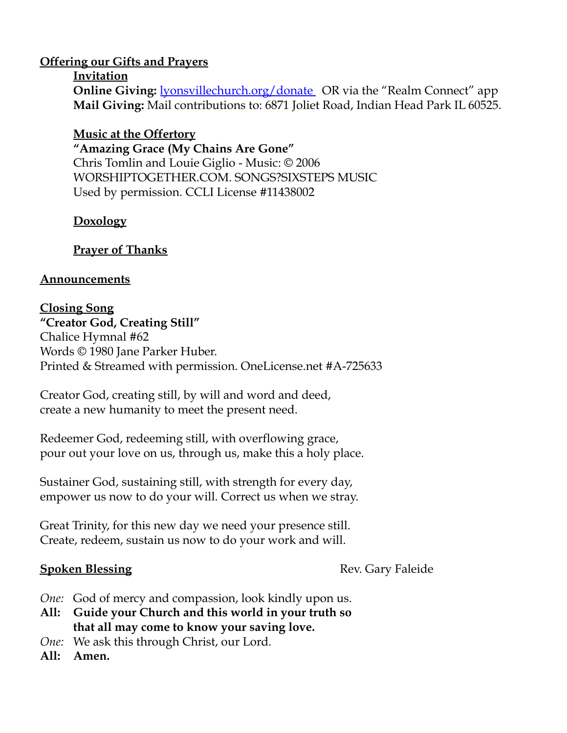**Offering our Gifts and Prayers**

**Invitation**

**Online Giving:** [lyonsvillechurch.org/donate](lyonsvillechurch.org/donate) OR via the "Realm Connect" app
**Mail Giving:** Mail contributions to: 6871 Joliet Road, Indian Head Park IL 60525.

**Music at the Offertory**

**"Amazing Grace (My Chains Are Gone"**
Chris Tomlin and Louie Giglio - Music: © 2006
WORSHIPTOGETHER.COM. SONGS?SIXSTEPS MUSIC
Used by permission. CCLI License #11438002

**Doxology**

**Prayer of Thanks**

**Announcements**

**Closing Song**

**"Creator God, Creating Still"**
Chalice Hymnal #62
Words © 1980 Jane Parker Huber.
Printed & Streamed with permission. OneLicense.net #A-725633

Creator God, creating still, by will and word and deed,
create a new humanity to meet the present need.

Redeemer God, redeeming still, with overflowing grace,
pour out your love on us, through us, make this a holy place.

Sustainer God, sustaining still, with strength for every day,
empower us now to do your will. Correct us when we stray.

Great Trinity, for this new day we need your presence still.
Create, redeem, sustain us now to do your work and will.

**Spoken Blessing** Rev. Gary Faleide

*One:* God of mercy and compassion, look kindly upon us.
**All: Guide your Church and this world in your truth so that all may come to know your saving love.**
*One:* We ask this through Christ, our Lord.
**All: Amen.**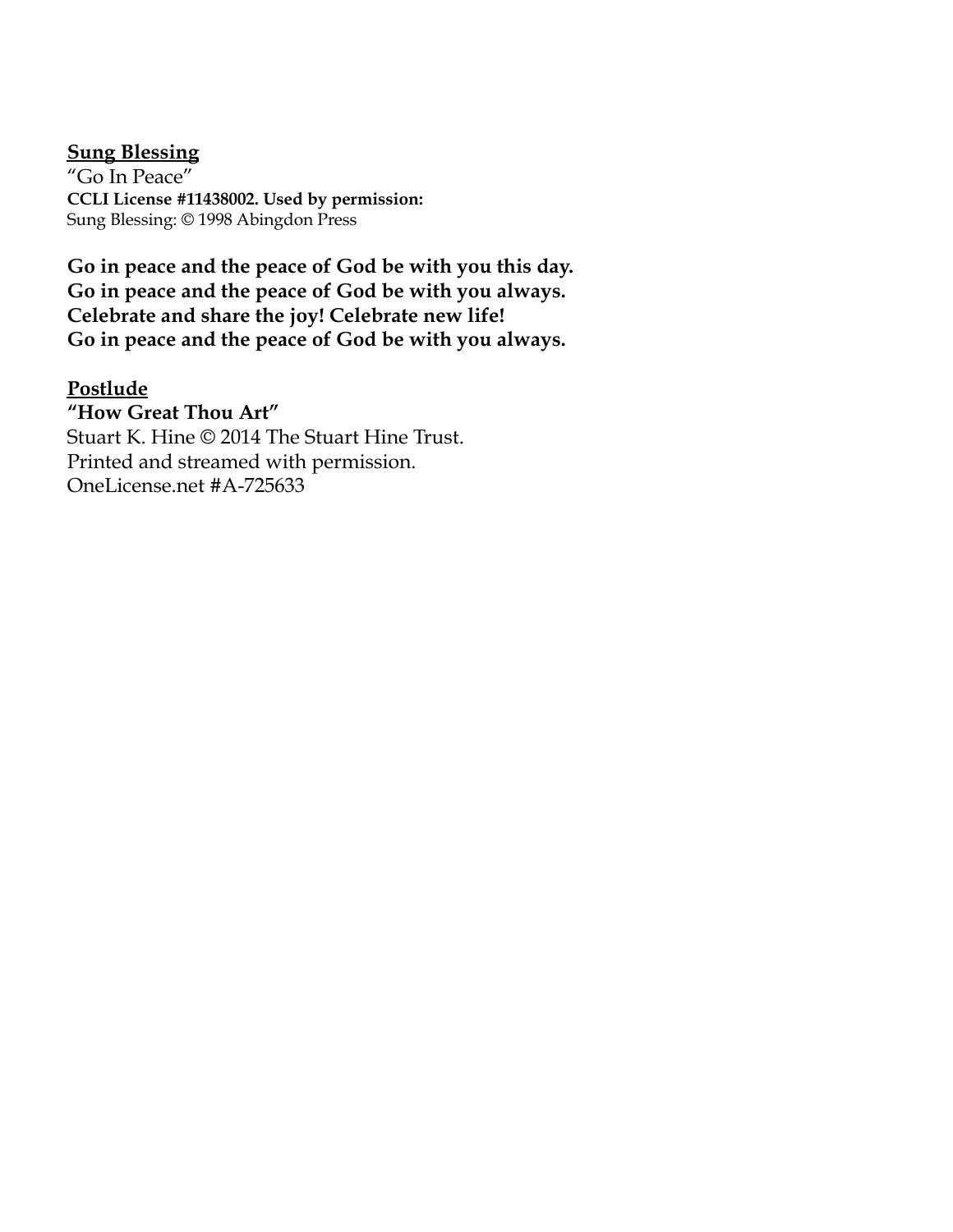**<u>Sung Blessing</u>**
"Go In Peace"
**CCLI License #11438002. Used by permission:**
Sung Blessing: © 1998 Abingdon Press

**Go in peace and the peace of God be with you this day.**
**Go in peace and the peace of God be with you always.**
**Celebrate and share the joy! Celebrate new life!**
**Go in peace and the peace of God be with you always.**

**<u>Postlude</u>**
**"How Great Thou Art"**
Stuart K. Hine © 2014 The Stuart Hine Trust.
Printed and streamed with permission.
OneLicense.net #A-725633